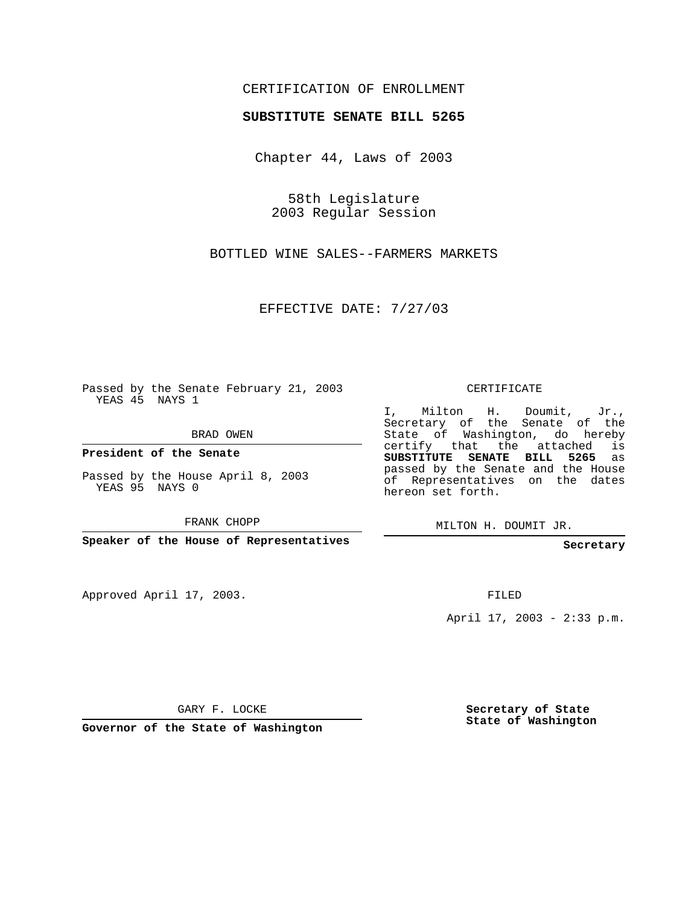CERTIFICATION OF ENROLLMENT

**SUBSTITUTE SENATE BILL 5265**

Chapter 44, Laws of 2003

58th Legislature
2003 Regular Session

BOTTLED WINE SALES--FARMERS MARKETS

EFFECTIVE DATE: 7/27/03

Passed by the Senate February 21, 2003
YEAS 45 NAYS 1

BRAD OWEN

**President of the Senate**

Passed by the House April 8, 2003
YEAS 95 NAYS 0

FRANK CHOPP

**Speaker of the House of Representatives**

CERTIFICATE

I, Milton H. Doumit, Jr., Secretary of the Senate of the State of Washington, do hereby certify that the attached is **SUBSTITUTE SENATE BILL 5265** as passed by the Senate and the House of Representatives on the dates hereon set forth.

MILTON H. DOUMIT JR.

**Secretary**

Approved April 17, 2003.

FILED

April 17, 2003 - 2:33 p.m.

GARY F. LOCKE

**Governor of the State of Washington**

**Secretary of State**
**State of Washington**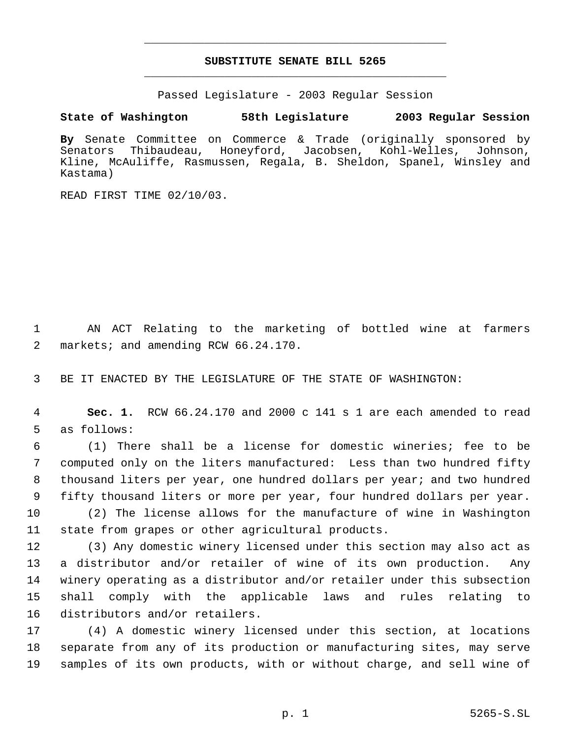**SUBSTITUTE SENATE BILL 5265**

Passed Legislature - 2003 Regular Session

**State of Washington 58th Legislature 2003 Regular Session**

**By** Senate Committee on Commerce & Trade (originally sponsored by Senators Thibaudeau, Honeyford, Jacobsen, Kohl-Welles, Johnson, Kline, McAuliffe, Rasmussen, Regala, B. Sheldon, Spanel, Winsley and Kastama)

READ FIRST TIME 02/10/03.

AN ACT Relating to the marketing of bottled wine at farmers markets; and amending RCW 66.24.170.

BE IT ENACTED BY THE LEGISLATURE OF THE STATE OF WASHINGTON:

**Sec. 1.** RCW 66.24.170 and 2000 c 141 s 1 are each amended to read as follows:

(1) There shall be a license for domestic wineries; fee to be computed only on the liters manufactured: Less than two hundred fifty thousand liters per year, one hundred dollars per year; and two hundred fifty thousand liters or more per year, four hundred dollars per year.

(2) The license allows for the manufacture of wine in Washington state from grapes or other agricultural products.

(3) Any domestic winery licensed under this section may also act as a distributor and/or retailer of wine of its own production. Any winery operating as a distributor and/or retailer under this subsection shall comply with the applicable laws and rules relating to distributors and/or retailers.

(4) A domestic winery licensed under this section, at locations separate from any of its production or manufacturing sites, may serve samples of its own products, with or without charge, and sell wine of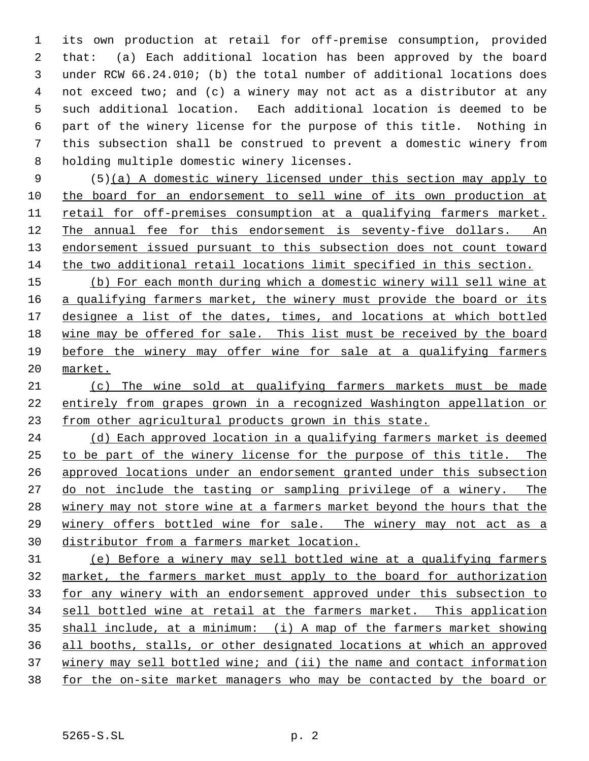its own production at retail for off-premise consumption, provided that: (a) Each additional location has been approved by the board under RCW 66.24.010; (b) the total number of additional locations does not exceed two; and (c) a winery may not act as a distributor at any such additional location. Each additional location is deemed to be part of the winery license for the purpose of this title. Nothing in this subsection shall be construed to prevent a domestic winery from holding multiple domestic winery licenses.

(5)(a) A domestic winery licensed under this section may apply to the board for an endorsement to sell wine of its own production at retail for off-premises consumption at a qualifying farmers market. The annual fee for this endorsement is seventy-five dollars. An endorsement issued pursuant to this subsection does not count toward the two additional retail locations limit specified in this section.

(b) For each month during which a domestic winery will sell wine at a qualifying farmers market, the winery must provide the board or its designee a list of the dates, times, and locations at which bottled wine may be offered for sale. This list must be received by the board before the winery may offer wine for sale at a qualifying farmers market.

(c) The wine sold at qualifying farmers markets must be made entirely from grapes grown in a recognized Washington appellation or from other agricultural products grown in this state.

(d) Each approved location in a qualifying farmers market is deemed to be part of the winery license for the purpose of this title. The approved locations under an endorsement granted under this subsection do not include the tasting or sampling privilege of a winery. The winery may not store wine at a farmers market beyond the hours that the winery offers bottled wine for sale. The winery may not act as a distributor from a farmers market location.

(e) Before a winery may sell bottled wine at a qualifying farmers market, the farmers market must apply to the board for authorization for any winery with an endorsement approved under this subsection to sell bottled wine at retail at the farmers market. This application shall include, at a minimum: (i) A map of the farmers market showing all booths, stalls, or other designated locations at which an approved winery may sell bottled wine; and (ii) the name and contact information for the on-site market managers who may be contacted by the board or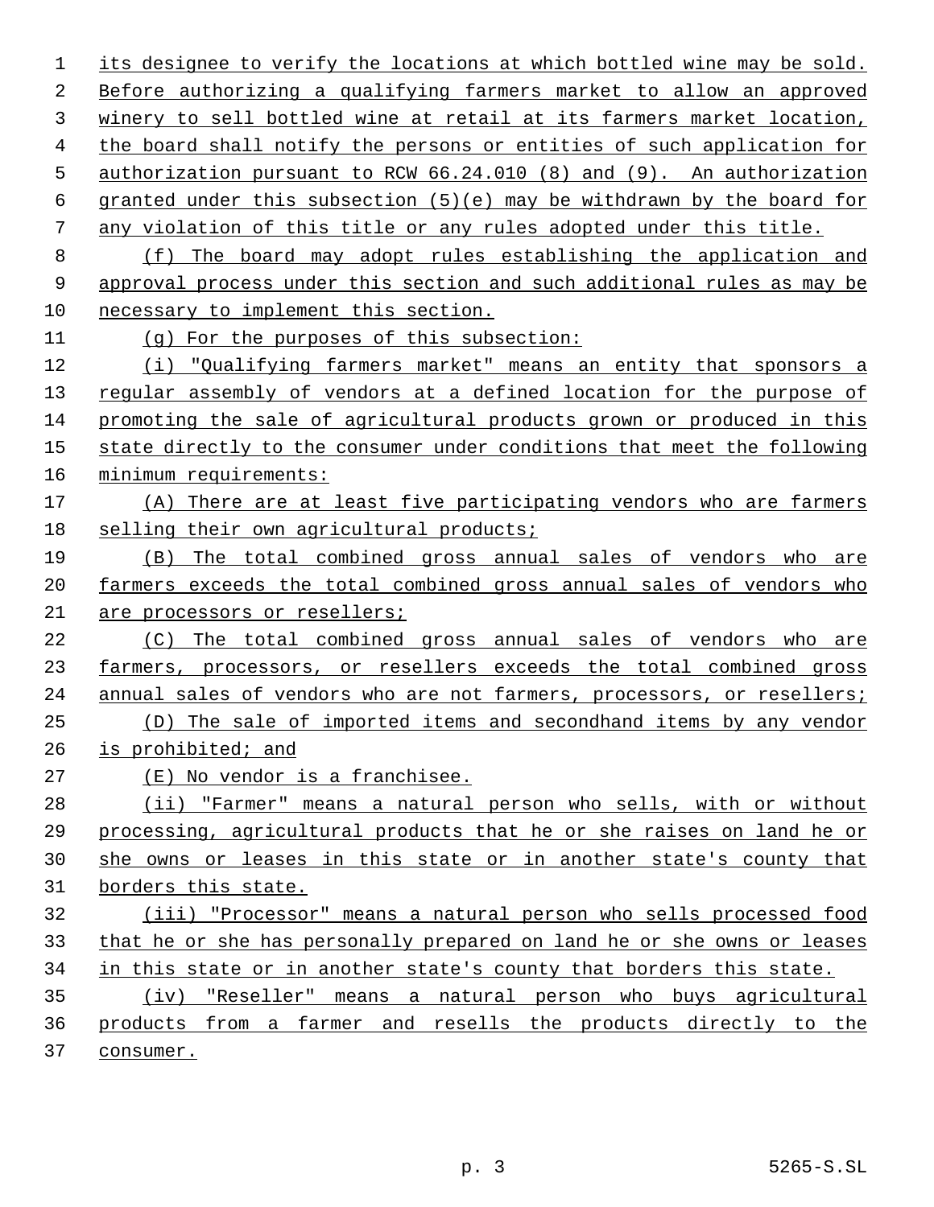its designee to verify the locations at which bottled wine may be sold. Before authorizing a qualifying farmers market to allow an approved winery to sell bottled wine at retail at its farmers market location, the board shall notify the persons or entities of such application for authorization pursuant to RCW 66.24.010 (8) and (9). An authorization granted under this subsection (5)(e) may be withdrawn by the board for any violation of this title or any rules adopted under this title.

(f) The board may adopt rules establishing the application and approval process under this section and such additional rules as may be necessary to implement this section.

(g) For the purposes of this subsection:

(i) "Qualifying farmers market" means an entity that sponsors a regular assembly of vendors at a defined location for the purpose of promoting the sale of agricultural products grown or produced in this state directly to the consumer under conditions that meet the following minimum requirements:

(A) There are at least five participating vendors who are farmers selling their own agricultural products;

(B) The total combined gross annual sales of vendors who are farmers exceeds the total combined gross annual sales of vendors who are processors or resellers;

(C) The total combined gross annual sales of vendors who are farmers, processors, or resellers exceeds the total combined gross annual sales of vendors who are not farmers, processors, or resellers;

(D) The sale of imported items and secondhand items by any vendor is prohibited; and

(E) No vendor is a franchisee.

(ii) "Farmer" means a natural person who sells, with or without processing, agricultural products that he or she raises on land he or she owns or leases in this state or in another state's county that borders this state.

(iii) "Processor" means a natural person who sells processed food that he or she has personally prepared on land he or she owns or leases in this state or in another state's county that borders this state.

(iv) "Reseller" means a natural person who buys agricultural products from a farmer and resells the products directly to the consumer.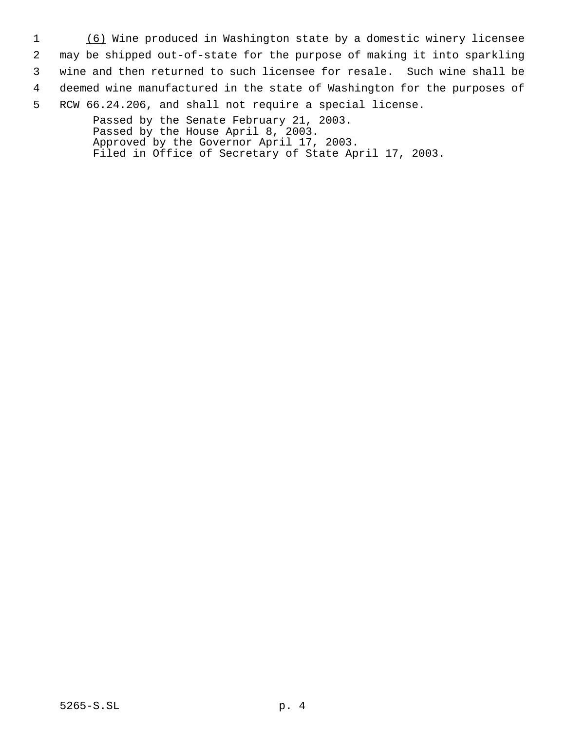(6) Wine produced in Washington state by a domestic winery licensee may be shipped out-of-state for the purpose of making it into sparkling wine and then returned to such licensee for resale. Such wine shall be deemed wine manufactured in the state of Washington for the purposes of RCW 66.24.206, and shall not require a special license.

Passed by the Senate February 21, 2003.
Passed by the House April 8, 2003.
Approved by the Governor April 17, 2003.
Filed in Office of Secretary of State April 17, 2003.